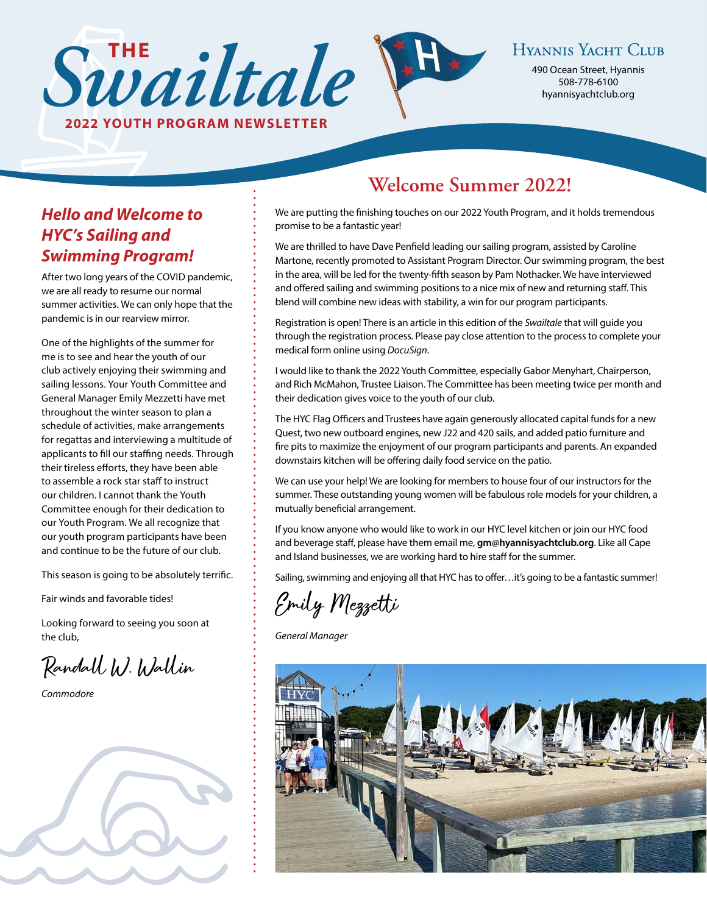# The Swailtale

**2022 YOUTH PROGRAM NEWSLETTER**

Hyannis Yacht Club
490 Ocean Street, Hyannis
508-778-6100
hyannisyachtclub.org

## Hello and Welcome to HYC's Sailing and Swimming Program!

After two long years of the COVID pandemic, we are all ready to resume our normal summer activities. We can only hope that the pandemic is in our rearview mirror.

One of the highlights of the summer for me is to see and hear the youth of our club actively enjoying their swimming and sailing lessons. Your Youth Committee and General Manager Emily Mezzetti have met throughout the winter season to plan a schedule of activities, make arrangements for regattas and interviewing a multitude of applicants to fill our staffing needs. Through their tireless efforts, they have been able to assemble a rock star staff to instruct our children. I cannot thank the Youth Committee enough for their dedication to our Youth Program. We all recognize that our youth program participants have been and continue to be the future of our club.

This season is going to be absolutely terrific.

Fair winds and favorable tides!

Looking forward to seeing you soon at the club,

Randall W. Wallin

*Commodore*

## Welcome Summer 2022!

We are putting the finishing touches on our 2022 Youth Program, and it holds tremendous promise to be a fantastic year!

We are thrilled to have Dave Penfield leading our sailing program, assisted by Caroline Martone, recently promoted to Assistant Program Director. Our swimming program, the best in the area, will be led for the twenty-fifth season by Pam Nothacker. We have interviewed and offered sailing and swimming positions to a nice mix of new and returning staff. This blend will combine new ideas with stability, a win for our program participants.

Registration is open! There is an article in this edition of the *Swailtale* that will guide you through the registration process. Please pay close attention to the process to complete your medical form online using *DocuSign*.

I would like to thank the 2022 Youth Committee, especially Gabor Menyhart, Chairperson, and Rich McMahon, Trustee Liaison. The Committee has been meeting twice per month and their dedication gives voice to the youth of our club.

The HYC Flag Officers and Trustees have again generously allocated capital funds for a new Quest, two new outboard engines, new J22 and 420 sails, and added patio furniture and fire pits to maximize the enjoyment of our program participants and parents. An expanded downstairs kitchen will be offering daily food service on the patio.

We can use your help! We are looking for members to house four of our instructors for the summer. These outstanding young women will be fabulous role models for your children, a mutually beneficial arrangement.

If you know anyone who would like to work in our HYC level kitchen or join our HYC food and beverage staff, please have them email me, **gm@hyannisyachtclub.org**. Like all Cape and Island businesses, we are working hard to hire staff for the summer.

Sailing, swimming and enjoying all that HYC has to offer…it's going to be a fantastic summer!

Emily Mezzetti

*General Manager*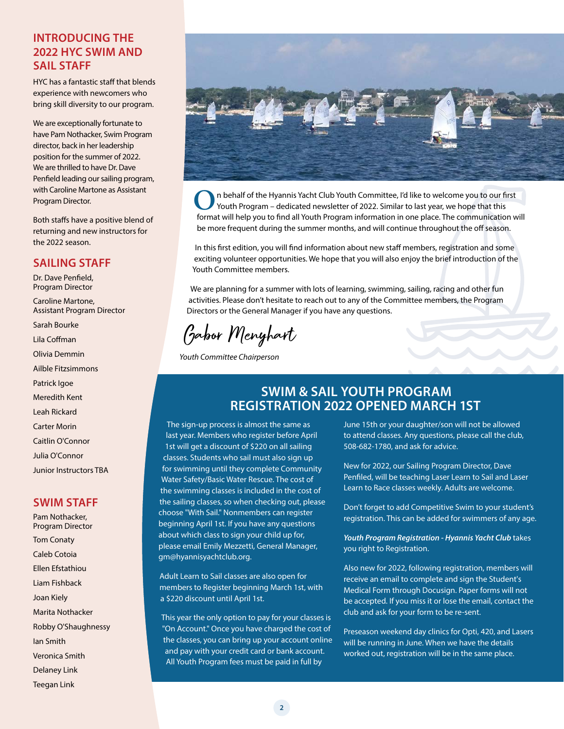## INTRODUCING THE 2022 HYC SWIM AND SAIL STAFF

HYC has a fantastic staff that blends experience with newcomers who bring skill diversity to our program.

We are exceptionally fortunate to have Pam Nothacker, Swim Program director, back in her leadership position for the summer of 2022. We are thrilled to have Dr. Dave Penfield leading our sailing program, with Caroline Martone as Assistant Program Director.

Both staffs have a positive blend of returning and new instructors for the 2022 season.

### SAILING STAFF

Dr. Dave Penfield, Program Director

Caroline Martone, Assistant Program Director

Sarah Bourke

Lila Coffman

Olivia Demmin

Ailble Fitzsimmons

Patrick Igoe

Meredith Kent

Leah Rickard

Carter Morin

Caitlin O'Connor

Julia O'Connor

Junior Instructors TBA

### SWIM STAFF

Pam Nothacker, Program Director

Tom Conaty

Caleb Cotoia

Ellen Efstathiou

Liam Fishback

Joan Kiely

Marita Nothacker

Robby O'Shaughnessy

Ian Smith

Veronica Smith

Delaney Link

Teegan Link

On behalf of the Hyannis Yacht Club Youth Committee, I'd like to welcome you to our first Youth Program – dedicated newsletter of 2022. Similar to last year, we hope that this format will help you to find all Youth Program information in one place. The communication will be more frequent during the summer months, and will continue throughout the off season.

In this first edition, you will find information about new staff members, registration and some exciting volunteer opportunities. We hope that you will also enjoy the brief introduction of the Youth Committee members.

We are planning for a summer with lots of learning, swimming, sailing, racing and other fun activities. Please don't hesitate to reach out to any of the Committee members, the Program Directors or the General Manager if you have any questions.

Gabor Menyhart

*Youth Committee Chairperson*

## SWIM & SAIL YOUTH PROGRAM REGISTRATION 2022 OPENED MARCH 1ST

The sign-up process is almost the same as last year. Members who register before April 1st will get a discount of $220 on all sailing classes. Students who sail must also sign up for swimming until they complete Community Water Safety/Basic Water Rescue. The cost of the swimming classes is included in the cost of the sailing classes, so when checking out, please choose "With Sail." Nonmembers can register beginning April 1st. If you have any questions about which class to sign your child up for, please email Emily Mezzetti, General Manager, gm@hyannisyachtclub.org.

Adult Learn to Sail classes are also open for members to Register beginning March 1st, with a $220 discount until April 1st.

This year the only option to pay for your classes is "On Account." Once you have charged the cost of the classes, you can bring up your account online and pay with your credit card or bank account. All Youth Program fees must be paid in full by June 15th or your daughter/son will not be allowed to attend classes. Any questions, please call the club, 508-682-1780, and ask for advice.

New for 2022, our Sailing Program Director, Dave Penfiled, will be teaching Laser Learn to Sail and Laser Learn to Race classes weekly. Adults are welcome.

Don't forget to add Competitive Swim to your student's registration. This can be added for swimmers of any age.

***Youth Program Registration - Hyannis Yacht Club*** takes you right to Registration.

Also new for 2022, following registration, members will receive an email to complete and sign the Student's Medical Form through Docusign. Paper forms will not be accepted. If you miss it or lose the email, contact the club and ask for your form to be re-sent.

Preseason weekend day clinics for Opti, 420, and Lasers will be running in June. When we have the details worked out, registration will be in the same place.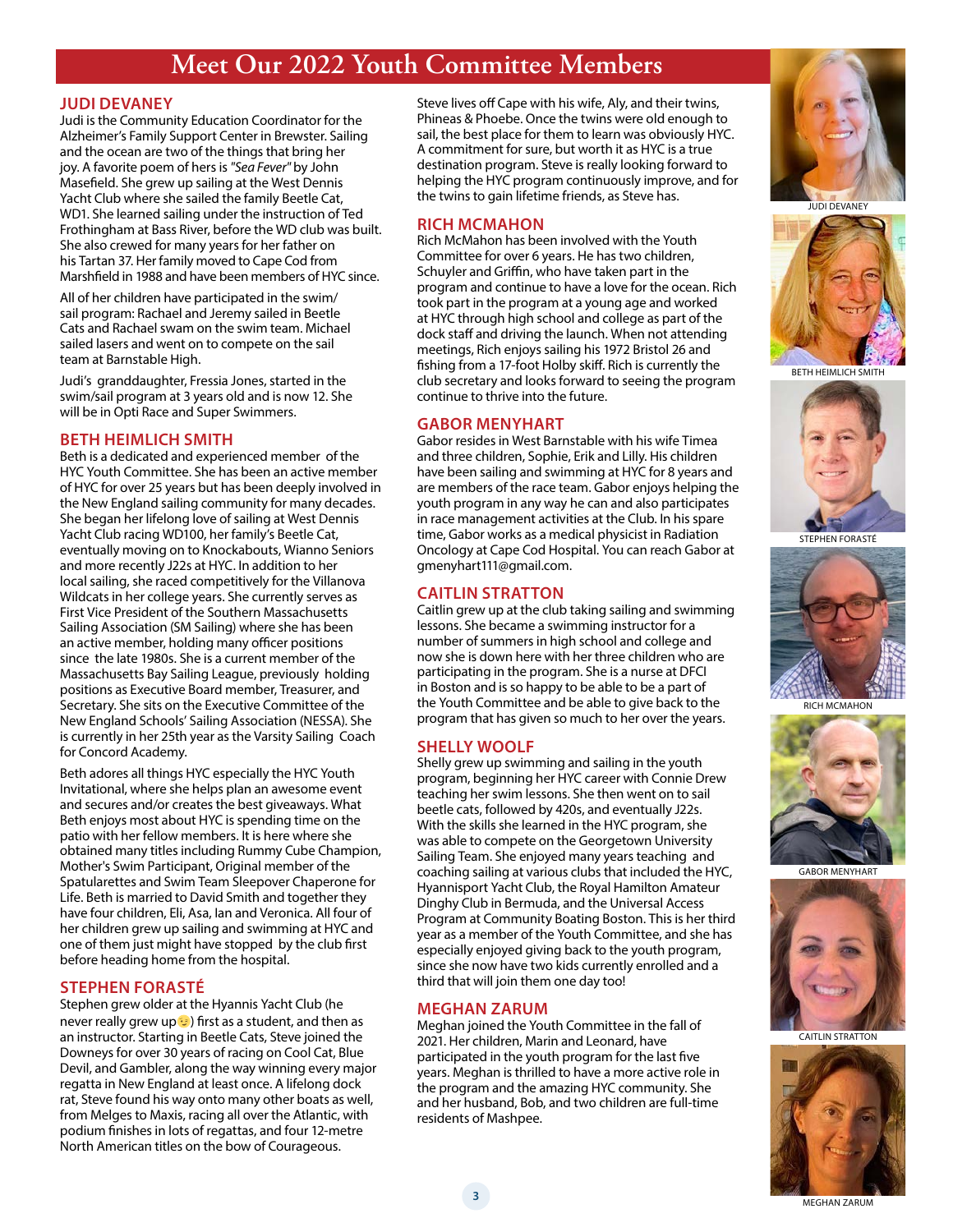# Meet Our 2022 Youth Committee Members

## JUDI DEVANEY

Judi is the Community Education Coordinator for the Alzheimer's Family Support Center in Brewster. Sailing and the ocean are two of the things that bring her joy. A favorite poem of hers is *"Sea Fever"* by John Masefield. She grew up sailing at the West Dennis Yacht Club where she sailed the family Beetle Cat, WD1. She learned sailing under the instruction of Ted Frothingham at Bass River, before the WD club was built. She also crewed for many years for her father on his Tartan 37. Her family moved to Cape Cod from Marshfield in 1988 and have been members of HYC since.

All of her children have participated in the swim/sail program: Rachael and Jeremy sailed in Beetle Cats and Rachael swam on the swim team. Michael sailed lasers and went on to compete on the sail team at Barnstable High.

Judi's granddaughter, Fressia Jones, started in the swim/sail program at 3 years old and is now 12. She will be in Opti Race and Super Swimmers.

## BETH HEIMLICH SMITH

Beth is a dedicated and experienced member of the HYC Youth Committee. She has been an active member of HYC for over 25 years but has been deeply involved in the New England sailing community for many decades. She began her lifelong love of sailing at West Dennis Yacht Club racing WD100, her family's Beetle Cat, eventually moving on to Knockabouts, Wianno Seniors and more recently J22s at HYC. In addition to her local sailing, she raced competitively for the Villanova Wildcats in her college years. She currently serves as First Vice President of the Southern Massachusetts Sailing Association (SM Sailing) where she has been an active member, holding many officer positions since the late 1980s. She is a current member of the Massachusetts Bay Sailing League, previously holding positions as Executive Board member, Treasurer, and Secretary. She sits on the Executive Committee of the New England Schools' Sailing Association (NESSA). She is currently in her 25th year as the Varsity Sailing Coach for Concord Academy.

Beth adores all things HYC especially the HYC Youth Invitational, where she helps plan an awesome event and secures and/or creates the best giveaways. What Beth enjoys most about HYC is spending time on the patio with her fellow members. It is here where she obtained many titles including Rummy Cube Champion, Mother's Swim Participant, Original member of the Spatularettes and Swim Team Sleepover Chaperone for Life. Beth is married to David Smith and together they have four children, Eli, Asa, Ian and Veronica. All four of her children grew up sailing and swimming at HYC and one of them just might have stopped by the club first before heading home from the hospital.

## STEPHEN FORASTÉ

Stephen grew older at the Hyannis Yacht Club (he never really grew up😉) first as a student, and then as an instructor. Starting in Beetle Cats, Steve joined the Downeys for over 30 years of racing on Cool Cat, Blue Devil, and Gambler, along the way winning every major regatta in New England at least once. A lifelong dock rat, Steve found his way onto many other boats as well, from Melges to Maxis, racing all over the Atlantic, with podium finishes in lots of regattas, and four 12-metre North American titles on the bow of Courageous.

Steve lives off Cape with his wife, Aly, and their twins, Phineas & Phoebe. Once the twins were old enough to sail, the best place for them to learn was obviously HYC. A commitment for sure, but worth it as HYC is a true destination program. Steve is really looking forward to helping the HYC program continuously improve, and for the twins to gain lifetime friends, as Steve has.

## RICH MCMAHON

Rich McMahon has been involved with the Youth Committee for over 6 years. He has two children, Schuyler and Griffin, who have taken part in the program and continue to have a love for the ocean. Rich took part in the program at a young age and worked at HYC through high school and college as part of the dock staff and driving the launch. When not attending meetings, Rich enjoys sailing his 1972 Bristol 26 and fishing from a 17-foot Holby skiff. Rich is currently the club secretary and looks forward to seeing the program continue to thrive into the future.

## GABOR MENYHART

Gabor resides in West Barnstable with his wife Timea and three children, Sophie, Erik and Lilly. His children have been sailing and swimming at HYC for 8 years and are members of the race team. Gabor enjoys helping the youth program in any way he can and also participates in race management activities at the Club. In his spare time, Gabor works as a medical physicist in Radiation Oncology at Cape Cod Hospital. You can reach Gabor at gmenyhart111@gmail.com.

## CAITLIN STRATTON

Caitlin grew up at the club taking sailing and swimming lessons. She became a swimming instructor for a number of summers in high school and college and now she is down here with her three children who are participating in the program. She is a nurse at DFCI in Boston and is so happy to be able to be a part of the Youth Committee and be able to give back to the program that has given so much to her over the years.

## SHELLY WOOLF

Shelly grew up swimming and sailing in the youth program, beginning her HYC career with Connie Drew teaching her swim lessons. She then went on to sail beetle cats, followed by 420s, and eventually J22s. With the skills she learned in the HYC program, she was able to compete on the Georgetown University Sailing Team. She enjoyed many years teaching and coaching sailing at various clubs that included the HYC, Hyannisport Yacht Club, the Royal Hamilton Amateur Dinghy Club in Bermuda, and the Universal Access Program at Community Boating Boston. This is her third year as a member of the Youth Committee, and she has especially enjoyed giving back to the youth program, since she now have two kids currently enrolled and a third that will join them one day too!

## MEGHAN ZARUM

Meghan joined the Youth Committee in the fall of 2021. Her children, Marin and Leonard, have participated in the youth program for the last five years. Meghan is thrilled to have a more active role in the program and the amazing HYC community. She and her husband, Bob, and two children are full-time residents of Mashpee.

JUDI DEVANEY

BETH HEIMLICH SMITH

STEPHEN FORASTÉ

RICH MCMAHON

GABOR MENYHART

CAITLIN STRATTON

MEGHAN ZARUM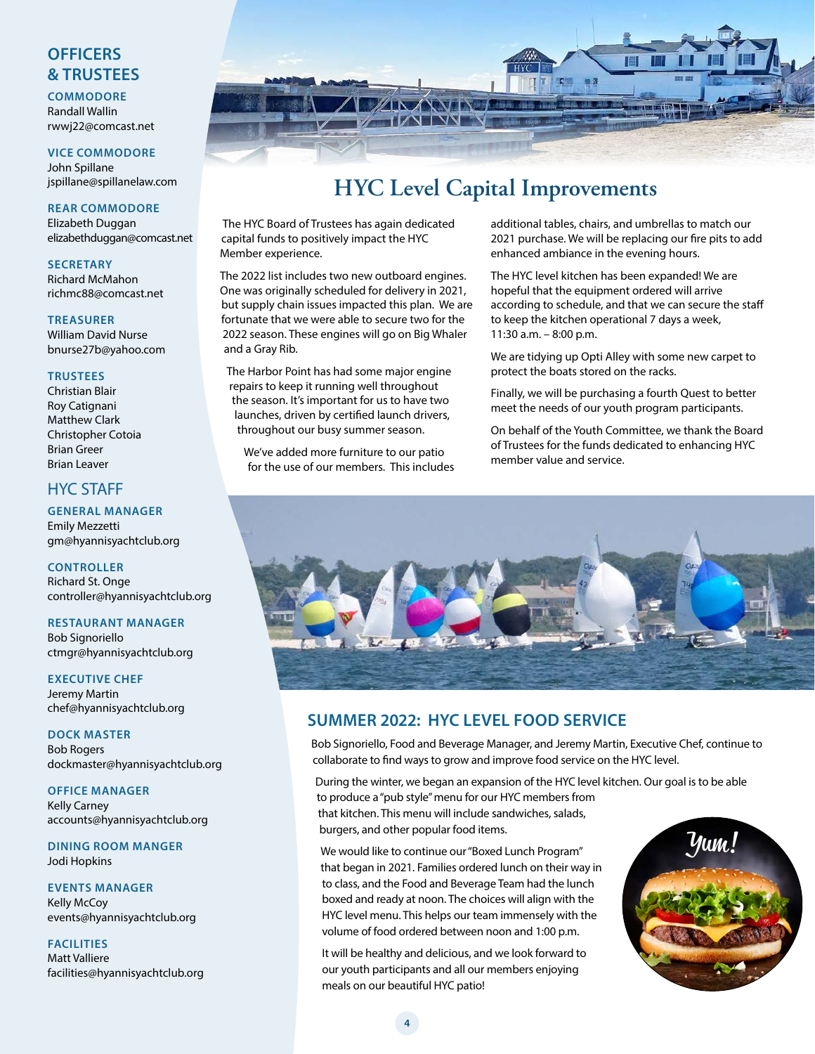## OFFICERS & TRUSTEES

**COMMODORE**
Randall Wallin
rwwj22@comcast.net

**VICE COMMODORE**
John Spillane
jspillane@spillanelaw.com

**REAR COMMODORE**
Elizabeth Duggan
elizabethduggan@comcast.net

**SECRETARY**
Richard McMahon
richmc88@comcast.net

**TREASURER**
William David Nurse
bnurse27b@yahoo.com

**TRUSTEES**
Christian Blair
Roy Catignani
Matthew Clark
Christopher Cotoia
Brian Greer
Brian Leaver

## HYC STAFF

**GENERAL MANAGER**
Emily Mezzetti
gm@hyannisyachtclub.org

**CONTROLLER**
Richard St. Onge
controller@hyannisyachtclub.org

**RESTAURANT MANAGER**
Bob Signoriello
ctmgr@hyannisyachtclub.org

**EXECUTIVE CHEF**
Jeremy Martin
chef@hyannisyachtclub.org

**DOCK MASTER**
Bob Rogers
dockmaster@hyannisyachtclub.org

**OFFICE MANAGER**
Kelly Carney
accounts@hyannisyachtclub.org

**DINING ROOM MANGER**
Jodi Hopkins

**EVENTS MANAGER**
Kelly McCoy
events@hyannisyachtclub.org

**FACILITIES**
Matt Valliere
facilities@hyannisyachtclub.org

# HYC Level Capital Improvements

The HYC Board of Trustees has again dedicated capital funds to positively impact the HYC Member experience.

The 2022 list includes two new outboard engines. One was originally scheduled for delivery in 2021, but supply chain issues impacted this plan. We are fortunate that we were able to secure two for the 2022 season. These engines will go on Big Whaler and a Gray Rib.

The Harbor Point has had some major engine repairs to keep it running well throughout the season. It's important for us to have two launches, driven by certified launch drivers, throughout our busy summer season.

We've added more furniture to our patio for the use of our members. This includes additional tables, chairs, and umbrellas to match our 2021 purchase. We will be replacing our fire pits to add enhanced ambiance in the evening hours.

The HYC level kitchen has been expanded! We are hopeful that the equipment ordered will arrive according to schedule, and that we can secure the staff to keep the kitchen operational 7 days a week, 11:30 a.m. – 8:00 p.m.

We are tidying up Opti Alley with some new carpet to protect the boats stored on the racks.

Finally, we will be purchasing a fourth Quest to better meet the needs of our youth program participants.

On behalf of the Youth Committee, we thank the Board of Trustees for the funds dedicated to enhancing HYC member value and service.

## SUMMER 2022: HYC LEVEL FOOD SERVICE

Bob Signoriello, Food and Beverage Manager, and Jeremy Martin, Executive Chef, continue to collaborate to find ways to grow and improve food service on the HYC level.

During the winter, we began an expansion of the HYC level kitchen. Our goal is to be able to produce a "pub style" menu for our HYC members from that kitchen. This menu will include sandwiches, salads, burgers, and other popular food items.

We would like to continue our "Boxed Lunch Program" that began in 2021. Families ordered lunch on their way in to class, and the Food and Beverage Team had the lunch boxed and ready at noon. The choices will align with the HYC level menu. This helps our team immensely with the volume of food ordered between noon and 1:00 p.m.

It will be healthy and delicious, and we look forward to our youth participants and all our members enjoying meals on our beautiful HYC patio!

*Yum!*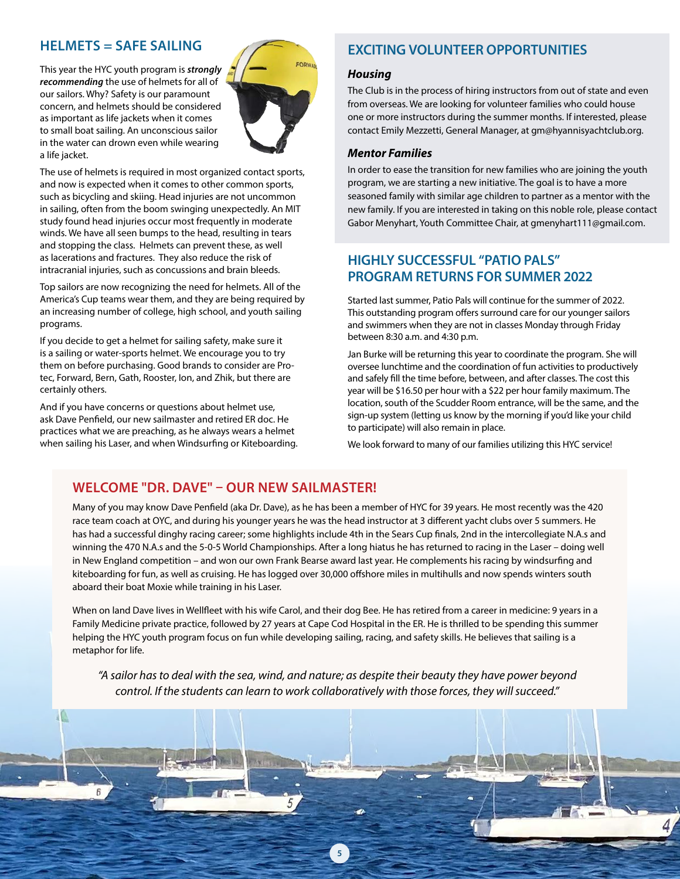## HELMETS = SAFE SAILING

This year the HYC youth program is ***strongly recommending*** the use of helmets for all of our sailors. Why? Safety is our paramount concern, and helmets should be considered as important as life jackets when it comes to small boat sailing. An unconscious sailor in the water can drown even while wearing a life jacket.

The use of helmets is required in most organized contact sports, and now is expected when it comes to other common sports, such as bicycling and skiing. Head injuries are not uncommon in sailing, often from the boom swinging unexpectedly. An MIT study found head injuries occur most frequently in moderate winds. We have all seen bumps to the head, resulting in tears and stopping the class. Helmets can prevent these, as well as lacerations and fractures. They also reduce the risk of intracranial injuries, such as concussions and brain bleeds.

Top sailors are now recognizing the need for helmets. All of the America's Cup teams wear them, and they are being required by an increasing number of college, high school, and youth sailing programs.

If you decide to get a helmet for sailing safety, make sure it is a sailing or water-sports helmet. We encourage you to try them on before purchasing. Good brands to consider are Pro-tec, Forward, Bern, Gath, Rooster, Ion, and Zhik, but there are certainly others.

And if you have concerns or questions about helmet use, ask Dave Penfield, our new sailmaster and retired ER doc. He practices what we are preaching, as he always wears a helmet when sailing his Laser, and when Windsurfing or Kiteboarding.

## EXCITING VOLUNTEER OPPORTUNITIES

### *Housing*

The Club is in the process of hiring instructors from out of state and even from overseas. We are looking for volunteer families who could house one or more instructors during the summer months. If interested, please contact Emily Mezzetti, General Manager, at gm@hyannisyachtclub.org.

### *Mentor Families*

In order to ease the transition for new families who are joining the youth program, we are starting a new initiative. The goal is to have a more seasoned family with similar age children to partner as a mentor with the new family. If you are interested in taking on this noble role, please contact Gabor Menyhart, Youth Committee Chair, at gmenyhart111@gmail.com.

## HIGHLY SUCCESSFUL "PATIO PALS" PROGRAM RETURNS FOR SUMMER 2022

Started last summer, Patio Pals will continue for the summer of 2022. This outstanding program offers surround care for our younger sailors and swimmers when they are not in classes Monday through Friday between 8:30 a.m. and 4:30 p.m.

Jan Burke will be returning this year to coordinate the program. She will oversee lunchtime and the coordination of fun activities to productively and safely fill the time before, between, and after classes. The cost this year will be $16.50 per hour with a $22 per hour family maximum. The location, south of the Scudder Room entrance, will be the same, and the sign-up system (letting us know by the morning if you'd like your child to participate) will also remain in place.

We look forward to many of our families utilizing this HYC service!

## WELCOME "DR. DAVE" – OUR NEW SAILMASTER!

Many of you may know Dave Penfield (aka Dr. Dave), as he has been a member of HYC for 39 years. He most recently was the 420 race team coach at OYC, and during his younger years he was the head instructor at 3 different yacht clubs over 5 summers. He has had a successful dinghy racing career; some highlights include 4th in the Sears Cup finals, 2nd in the intercollegiate N.A.s and winning the 470 N.A.s and the 5-0-5 World Championships. After a long hiatus he has returned to racing in the Laser – doing well in New England competition – and won our own Frank Bearse award last year. He complements his racing by windsurfing and kiteboarding for fun, as well as cruising. He has logged over 30,000 offshore miles in multihulls and now spends winters south aboard their boat Moxie while training in his Laser.

When on land Dave lives in Wellfleet with his wife Carol, and their dog Bee. He has retired from a career in medicine: 9 years in a Family Medicine private practice, followed by 27 years at Cape Cod Hospital in the ER. He is thrilled to be spending this summer helping the HYC youth program focus on fun while developing sailing, racing, and safety skills. He believes that sailing is a metaphor for life.

*"A sailor has to deal with the sea, wind, and nature; as despite their beauty they have power beyond control. If the students can learn to work collaboratively with those forces, they will succeed."*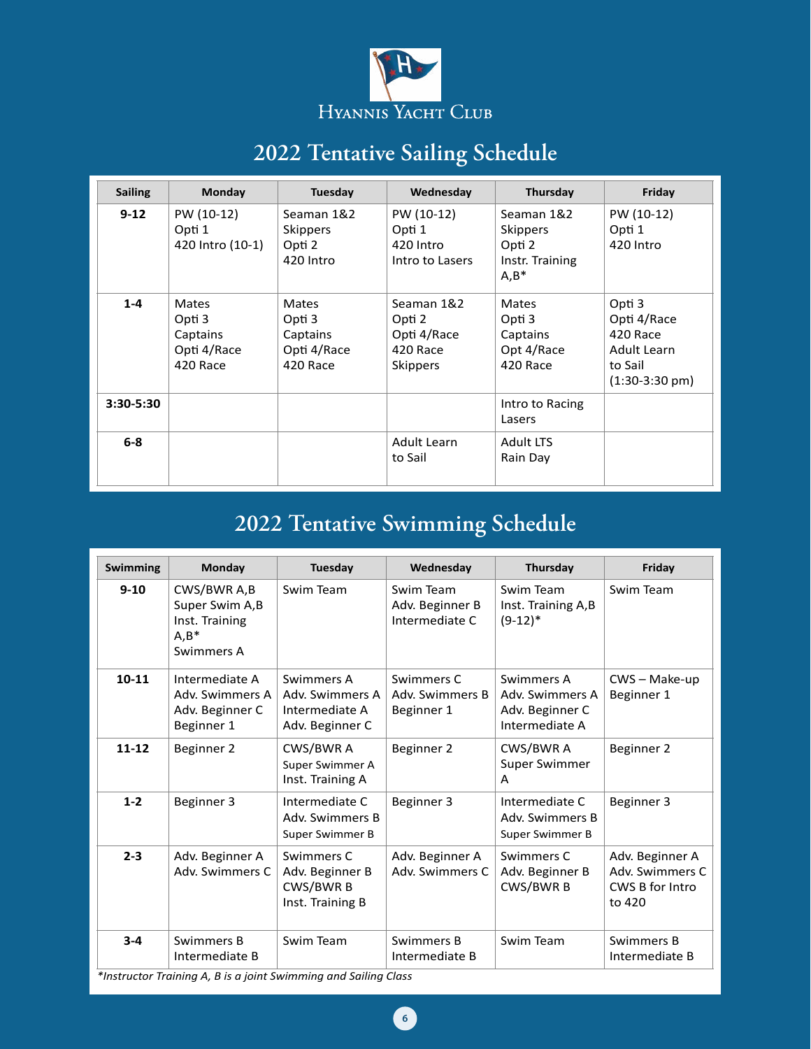Hyannis Yacht Club

# 2022 Tentative Sailing Schedule

| Sailing | Monday | Tuesday | Wednesday | Thursday | Friday |
|---|---|---|---|---|---|
| 9-12 | PW (10-12)<br>Opti 1<br>420 Intro (10-1) | Seaman 1&2<br>Skippers<br>Opti 2<br>420 Intro | PW (10-12)<br>Opti 1<br>420 Intro<br>Intro to Lasers | Seaman 1&2<br>Skippers<br>Opti 2<br>Instr. Training A,B* | PW (10-12)<br>Opti 1<br>420 Intro |
| 1-4 | Mates<br>Opti 3<br>Captains<br>Opti 4/Race<br>420 Race | Mates<br>Opti 3<br>Captains<br>Opti 4/Race<br>420 Race | Seaman 1&2<br>Opti 2<br>Opti 4/Race<br>420 Race<br>Skippers | Mates<br>Opti 3<br>Captains<br>Opt 4/Race<br>420 Race | Opti 3<br>Opti 4/Race<br>420 Race<br>Adult Learn to Sail<br>(1:30-3:30 pm) |
| 3:30-5:30 | | | | Intro to Racing Lasers | |
| 6-8 | | | Adult Learn to Sail | Adult LTS Rain Day | |

# 2022 Tentative Swimming Schedule

| Swimming | Monday | Tuesday | Wednesday | Thursday | Friday |
|---|---|---|---|---|---|
| 9-10 | CWS/BWR A,B<br>Super Swim A,B<br>Inst. Training A,B*<br>Swimmers A | Swim Team | Swim Team<br>Adv. Beginner B<br>Intermediate C | Swim Team<br>Inst. Training A,B (9-12)* | Swim Team |
| 10-11 | Intermediate A<br>Adv. Swimmers A<br>Adv. Beginner C<br>Beginner 1 | Swimmers A<br>Adv. Swimmers A<br>Intermediate A<br>Adv. Beginner C | Swimmers C<br>Adv. Swimmers B<br>Beginner 1 | Swimmers A<br>Adv. Swimmers A<br>Adv. Beginner C<br>Intermediate A | CWS – Make-up<br>Beginner 1 |
| 11-12 | Beginner 2 | CWS/BWR A<br>Super Swimmer A<br>Inst. Training A | Beginner 2 | CWS/BWR A<br>Super Swimmer A | Beginner 2 |
| 1-2 | Beginner 3 | Intermediate C<br>Adv. Swimmers B<br>Super Swimmer B | Beginner 3 | Intermediate C<br>Adv. Swimmers B<br>Super Swimmer B | Beginner 3 |
| 2-3 | Adv. Beginner A<br>Adv. Swimmers C | Swimmers C<br>Adv. Beginner B<br>CWS/BWR B<br>Inst. Training B | Adv. Beginner A<br>Adv. Swimmers C | Swimmers C<br>Adv. Beginner B<br>CWS/BWR B | Adv. Beginner A<br>Adv. Swimmers C<br>CWS B for Intro to 420 |
| 3-4 | Swimmers B<br>Intermediate B | Swim Team | Swimmers B<br>Intermediate B | Swim Team | Swimmers B<br>Intermediate B |

*\*Instructor Training A, B is a joint Swimming and Sailing Class*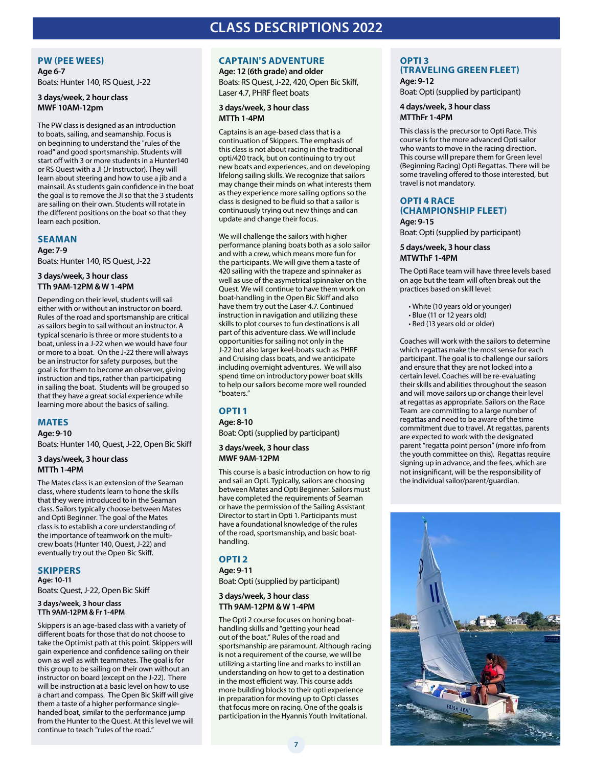# CLASS DESCRIPTIONS 2022

## PW (PEE WEES)

**Age 6-7**

Boats: Hunter 140, RS Quest, J-22

**3 days/week, 2 hour class**
**MWF 10AM-12pm**

The PW class is designed as an introduction to boats, sailing, and seamanship. Focus is on beginning to understand the "rules of the road" and good sportsmanship. Students will start off with 3 or more students in a Hunter140 or RS Quest with a JI (Jr Instructor). They will learn about steering and how to use a jib and a mainsail. As students gain confidence in the boat the goal is to remove the JI so that the 3 students are sailing on their own. Students will rotate in the different positions on the boat so that they learn each position.

## SEAMAN

**Age: 7-9**

Boats: Hunter 140, RS Quest, J-22

**3 days/week, 3 hour class**
**TTh 9AM-12PM & W 1-4PM**

Depending on their level, students will sail either with or without an instructor on board. Rules of the road and sportsmanship are critical as sailors begin to sail without an instructor. A typical scenario is three or more students to a boat, unless in a J-22 when we would have four or more to a boat. On the J-22 there will always be an instructor for safety purposes, but the goal is for them to become an observer, giving instruction and tips, rather than participating in sailing the boat. Students will be grouped so that they have a great social experience while learning more about the basics of sailing.

## MATES

**Age: 9-10**

Boats: Hunter 140, Quest, J-22, Open Bic Skiff

**3 days/week, 3 hour class**
**MTTh 1-4PM**

The Mates class is an extension of the Seaman class, where students learn to hone the skills that they were introduced to in the Seaman class. Sailors typically choose between Mates and Opti Beginner. The goal of the Mates class is to establish a core understanding of the importance of teamwork on the multi-crew boats (Hunter 140, Quest, J-22) and eventually try out the Open Bic Skiff.

## SKIPPERS

**Age: 10-11**

Boats: Quest, J-22, Open Bic Skiff

**3 days/week, 3 hour class**
**TTh 9AM-12PM & Fr 1-4PM**

Skippers is an age-based class with a variety of different boats for those that do not choose to take the Optimist path at this point. Skippers will gain experience and confidence sailing on their own as well as with teammates. The goal is for this group to be sailing on their own without an instructor on board (except on the J-22). There will be instruction at a basic level on how to use a chart and compass. The Open Bic Skiff will give them a taste of a higher performance single-handed boat, similar to the performance jump from the Hunter to the Quest. At this level we will continue to teach "rules of the road."

## CAPTAIN'S ADVENTURE

**Age: 12 (6th grade) and older**

Boats: RS Quest, J-22, 420, Open Bic Skiff, Laser 4.7, PHRF fleet boats

**3 days/week, 3 hour class**
**MTTh 1-4PM**

Captains is an age-based class that is a continuation of Skippers. The emphasis of this class is not about racing in the traditional opti/420 track, but on continuing to try out new boats and experiences, and on developing lifelong sailing skills. We recognize that sailors may change their minds on what interests them as they experience more sailing options so the class is designed to be fluid so that a sailor is continuously trying out new things and can update and change their focus.

We will challenge the sailors with higher performance planing boats both as a solo sailor and with a crew, which means more fun for the participants. We will give them a taste of 420 sailing with the trapeze and spinnaker as well as use of the asymetrical spinnaker on the Quest. We will continue to have them work on boat-handling in the Open Bic Skiff and also have them try out the Laser 4.7. Continued instruction in navigation and utilizing these skills to plot courses to fun destinations is all part of this adventure class. We will include opportunities for sailing not only in the J-22 but also larger keel-boats such as PHRF and Cruising class boats, and we anticipate including overnight adventures. We will also spend time on introductory power boat skills to help our sailors become more well rounded "boaters."

## OPTI 1

**Age: 8-10**

Boat: Opti (supplied by participant)

**3 days/week, 3 hour class**
**MWF 9AM-12PM**

This course is a basic introduction on how to rig and sail an Opti. Typically, sailors are choosing between Mates and Opti Beginner. Sailors must have completed the requirements of Seaman or have the permission of the Sailing Assistant Director to start in Opti 1. Participants must have a foundational knowledge of the rules of the road, sportsmanship, and basic boat-handling.

## OPTI 2

**Age: 9-11**

Boat: Opti (supplied by participant)

**3 days/week, 3 hour class**
**TTh 9AM-12PM & W 1-4PM**

The Opti 2 course focuses on honing boat-handling skills and "getting your head out of the boat." Rules of the road and sportsmanship are paramount. Although racing is not a requirement of the course, we will be utilizing a starting line and marks to instill an understanding on how to get to a destination in the most efficient way. This course adds more building blocks to their opti experience in preparation for moving up to Opti classes that focus more on racing. One of the goals is participation in the Hyannis Youth Invitational.

## OPTI 3 (TRAVELING GREEN FLEET)

**Age: 9-12**

Boat: Opti (supplied by participant)

**4 days/week, 3 hour class**
**MTThFr 1-4PM**

This class is the precursor to Opti Race. This course is for the more advanced Opti sailor who wants to move in the racing direction. This course will prepare them for Green level (Beginning Racing) Opti Regattas. There will be some traveling offered to those interested, but travel is not mandatory.

## OPTI 4 RACE (CHAMPIONSHIP FLEET)

**Age: 9-15**

Boat: Opti (supplied by participant)

**5 days/week, 3 hour class**
**MTWThF 1-4PM**

The Opti Race team will have three levels based on age but the team will often break out the practices based on skill level:

- White (10 years old or younger)
- Blue (11 or 12 years old)
- Red (13 years old or older)

Coaches will work with the sailors to determine which regattas make the most sense for each participant. The goal is to challenge our sailors and ensure that they are not locked into a certain level. Coaches will be re-evaluating their skills and abilities throughout the season and will move sailors up or change their level at regattas as appropriate. Sailors on the Race Team are committing to a large number of regattas and need to be aware of the time commitment due to travel. At regattas, parents are expected to work with the designated parent "regatta point person" (more info from the youth committee on this). Regattas require signing up in advance, and the fees, which are not insignificant, will be the responsibility of the individual sailor/parent/guardian.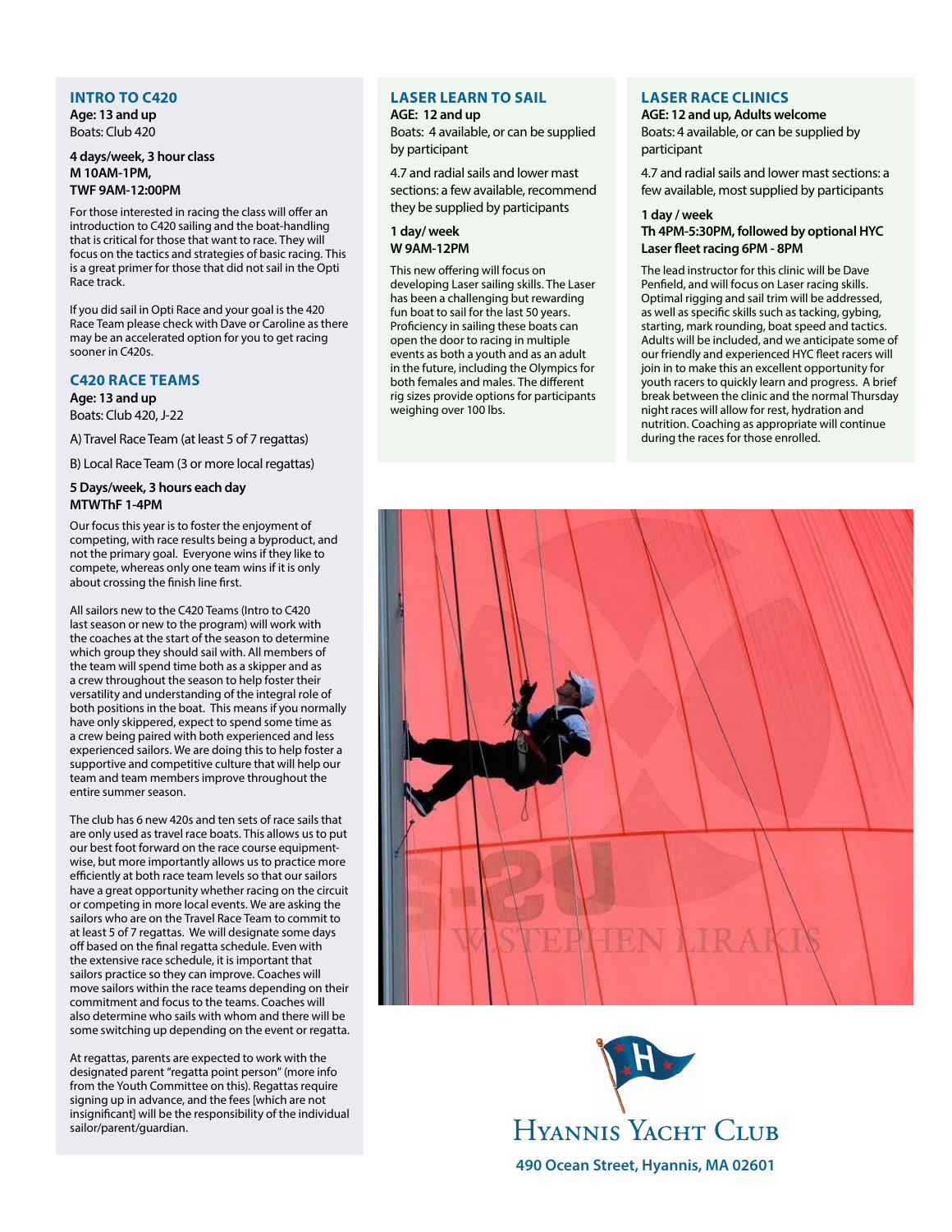## INTRO TO C420

**Age: 13 and up**

Boats: Club 420

**4 days/week, 3 hour class**
**M 10AM-1PM,**
**TWF 9AM-12:00PM**

For those interested in racing the class will offer an introduction to C420 sailing and the boat-handling that is critical for those that want to race. They will focus on the tactics and strategies of basic racing. This is a great primer for those that did not sail in the Opti Race track.

If you did sail in Opti Race and your goal is the 420 Race Team please check with Dave or Caroline as there may be an accelerated option for you to get racing sooner in C420s.

## C420 RACE TEAMS

**Age: 13 and up**

Boats: Club 420, J-22

A) Travel Race Team (at least 5 of 7 regattas)

B) Local Race Team (3 or more local regattas)

**5 Days/week, 3 hours each day**
**MTWThF 1-4PM**

Our focus this year is to foster the enjoyment of competing, with race results being a byproduct, and not the primary goal. Everyone wins if they like to compete, whereas only one team wins if it is only about crossing the finish line first.

All sailors new to the C420 Teams (Intro to C420 last season or new to the program) will work with the coaches at the start of the season to determine which group they should sail with. All members of the team will spend time both as a skipper and as a crew throughout the season to help foster their versatility and understanding of the integral role of both positions in the boat. This means if you normally have only skippered, expect to spend some time as a crew being paired with both experienced and less experienced sailors. We are doing this to help foster a supportive and competitive culture that will help our team and team members improve throughout the entire summer season.

The club has 6 new 420s and ten sets of race sails that are only used as travel race boats. This allows us to put our best foot forward on the race course equipment-wise, but more importantly allows us to practice more efficiently at both race team levels so that our sailors have a great opportunity whether racing on the circuit or competing in more local events. We are asking the sailors who are on the Travel Race Team to commit to at least 5 of 7 regattas. We will designate some days off based on the final regatta schedule. Even with the extensive race schedule, it is important that sailors practice so they can improve. Coaches will move sailors within the race teams depending on their commitment and focus to the teams. Coaches will also determine who sails with whom and there will be some switching up depending on the event or regatta.

At regattas, parents are expected to work with the designated parent "regatta point person" (more info from the Youth Committee on this). Regattas require signing up in advance, and the fees [which are not insignificant] will be the responsibility of the individual sailor/parent/guardian.

## LASER LEARN TO SAIL

**AGE: 12 and up**

Boats: 4 available, or can be supplied by participant

4.7 and radial sails and lower mast sections: a few available, recommend they be supplied by participants

**1 day/ week**
**W 9AM-12PM**

This new offering will focus on developing Laser sailing skills. The Laser has been a challenging but rewarding fun boat to sail for the last 50 years. Proficiency in sailing these boats can open the door to racing in multiple events as both a youth and as an adult in the future, including the Olympics for both females and males. The different rig sizes provide options for participants weighing over 100 lbs.

## LASER RACE CLINICS

**AGE: 12 and up, Adults welcome**

Boats: 4 available, or can be supplied by participant

4.7 and radial sails and lower mast sections: a few available, most supplied by participants

**1 day / week**
**Th 4PM-5:30PM, followed by optional HYC Laser fleet racing 6PM - 8PM**

The lead instructor for this clinic will be Dave Penfield, and will focus on Laser racing skills. Optimal rigging and sail trim will be addressed, as well as specific skills such as tacking, gybing, starting, mark rounding, boat speed and tactics. Adults will be included, and we anticipate some of our friendly and experienced HYC fleet racers will join in to make this an excellent opportunity for youth racers to quickly learn and progress. A brief break between the clinic and the normal Thursday night races will allow for rest, hydration and nutrition. Coaching as appropriate will continue during the races for those enrolled.

HYANNIS YACHT CLUB

490 Ocean Street, Hyannis, MA 02601